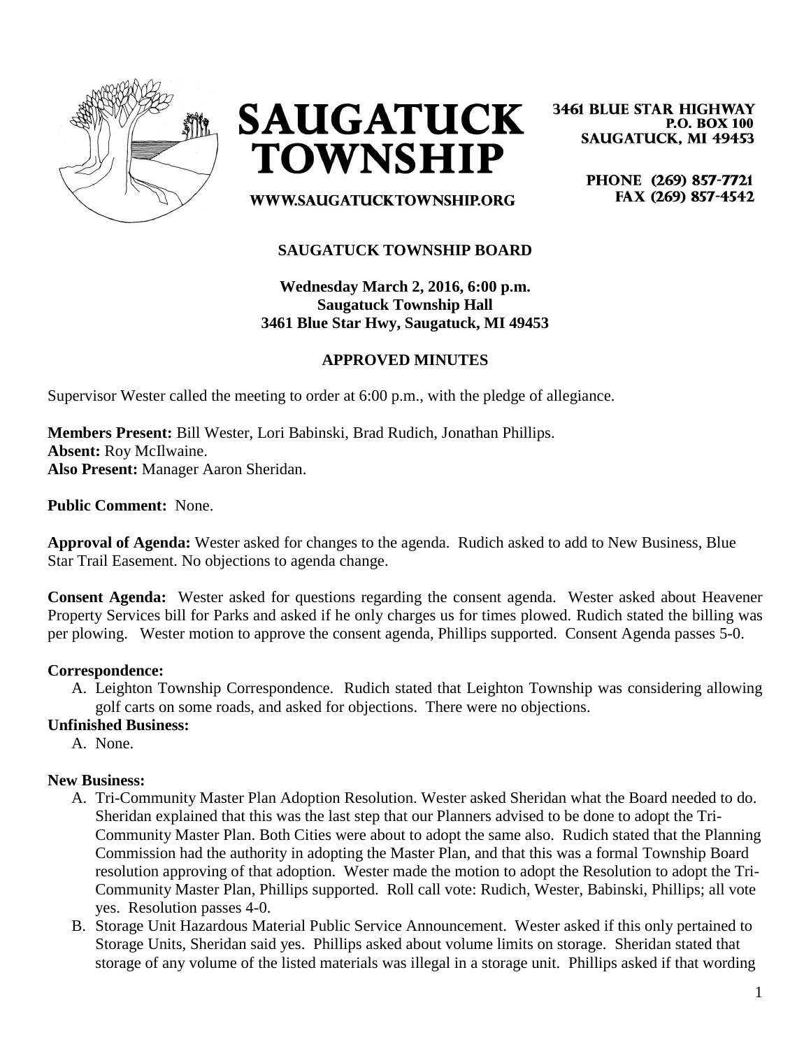# SAUGATUCK TOWNSHIP

3461 BLUE STAR HIGHWAY
P.O. BOX 100
SAUGATUCK, MI 49453

PHONE (269) 857-7721
FAX (269) 857-4542

WWW.SAUGATUCKTOWNSHIP.ORG

**SAUGATUCK TOWNSHIP BOARD**

**Wednesday March 2, 2016, 6:00 p.m.**
**Saugatuck Township Hall**
**3461 Blue Star Hwy, Saugatuck, MI 49453**

**APPROVED MINUTES**

Supervisor Wester called the meeting to order at 6:00 p.m., with the pledge of allegiance.

**Members Present:** Bill Wester, Lori Babinski, Brad Rudich, Jonathan Phillips.
**Absent:** Roy McIlwaine.
**Also Present:** Manager Aaron Sheridan.

**Public Comment:** None.

**Approval of Agenda:** Wester asked for changes to the agenda. Rudich asked to add to New Business, Blue Star Trail Easement. No objections to agenda change.

**Consent Agenda:** Wester asked for questions regarding the consent agenda. Wester asked about Heavener Property Services bill for Parks and asked if he only charges us for times plowed. Rudich stated the billing was per plowing. Wester motion to approve the consent agenda, Phillips supported. Consent Agenda passes 5-0.

**Correspondence:**

A. Leighton Township Correspondence. Rudich stated that Leighton Township was considering allowing golf carts on some roads, and asked for objections. There were no objections.

**Unfinished Business:**

A. None.

**New Business:**

A. Tri-Community Master Plan Adoption Resolution. Wester asked Sheridan what the Board needed to do. Sheridan explained that this was the last step that our Planners advised to be done to adopt the Tri-Community Master Plan. Both Cities were about to adopt the same also. Rudich stated that the Planning Commission had the authority in adopting the Master Plan, and that this was a formal Township Board resolution approving of that adoption. Wester made the motion to adopt the Resolution to adopt the Tri-Community Master Plan, Phillips supported. Roll call vote: Rudich, Wester, Babinski, Phillips; all vote yes. Resolution passes 4-0.
B. Storage Unit Hazardous Material Public Service Announcement. Wester asked if this only pertained to Storage Units, Sheridan said yes. Phillips asked about volume limits on storage. Sheridan stated that storage of any volume of the listed materials was illegal in a storage unit. Phillips asked if that wording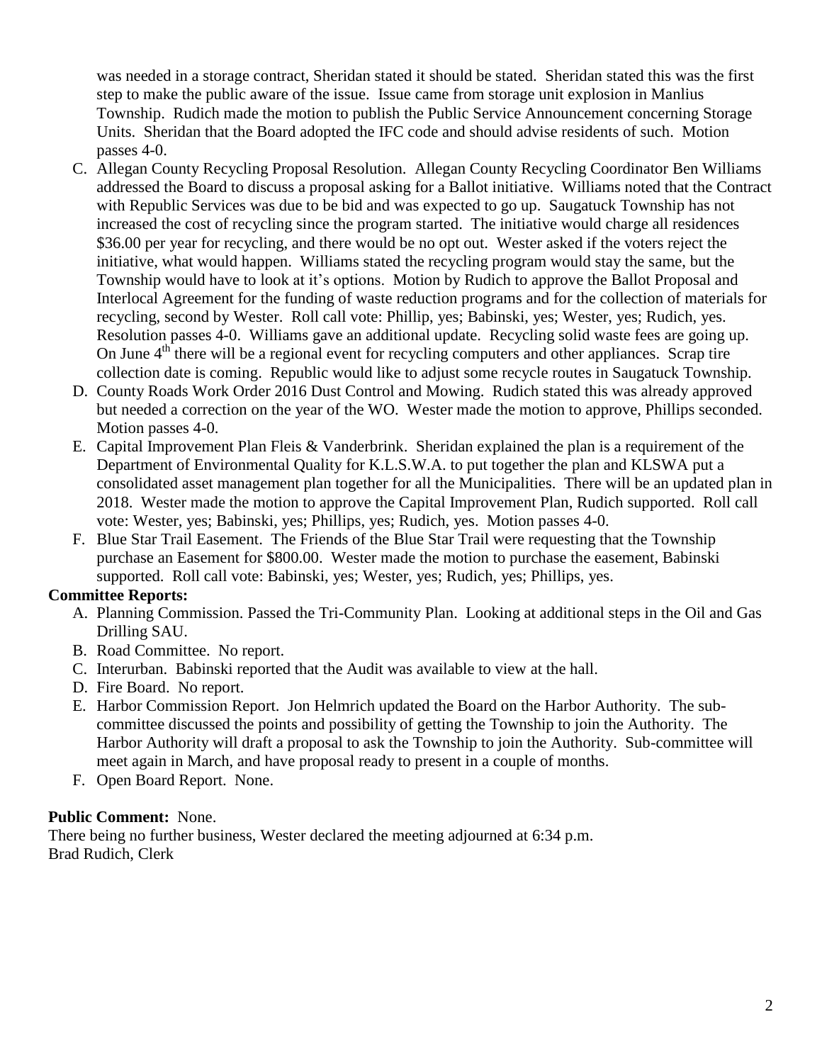was needed in a storage contract, Sheridan stated it should be stated. Sheridan stated this was the first step to make the public aware of the issue. Issue came from storage unit explosion in Manlius Township. Rudich made the motion to publish the Public Service Announcement concerning Storage Units. Sheridan that the Board adopted the IFC code and should advise residents of such. Motion passes 4-0.

C. Allegan County Recycling Proposal Resolution. Allegan County Recycling Coordinator Ben Williams addressed the Board to discuss a proposal asking for a Ballot initiative. Williams noted that the Contract with Republic Services was due to be bid and was expected to go up. Saugatuck Township has not increased the cost of recycling since the program started. The initiative would charge all residences $36.00 per year for recycling, and there would be no opt out. Wester asked if the voters reject the initiative, what would happen. Williams stated the recycling program would stay the same, but the Township would have to look at it's options. Motion by Rudich to approve the Ballot Proposal and Interlocal Agreement for the funding of waste reduction programs and for the collection of materials for recycling, second by Wester. Roll call vote: Phillip, yes; Babinski, yes; Wester, yes; Rudich, yes. Resolution passes 4-0. Williams gave an additional update. Recycling solid waste fees are going up. On June 4th there will be a regional event for recycling computers and other appliances. Scrap tire collection date is coming. Republic would like to adjust some recycle routes in Saugatuck Township.

D. County Roads Work Order 2016 Dust Control and Mowing. Rudich stated this was already approved but needed a correction on the year of the WO. Wester made the motion to approve, Phillips seconded. Motion passes 4-0.

E. Capital Improvement Plan Fleis & Vanderbrink. Sheridan explained the plan is a requirement of the Department of Environmental Quality for K.L.S.W.A. to put together the plan and KLSWA put a consolidated asset management plan together for all the Municipalities. There will be an updated plan in 2018. Wester made the motion to approve the Capital Improvement Plan, Rudich supported. Roll call vote: Wester, yes; Babinski, yes; Phillips, yes; Rudich, yes. Motion passes 4-0.

F. Blue Star Trail Easement. The Friends of the Blue Star Trail were requesting that the Township purchase an Easement for $800.00. Wester made the motion to purchase the easement, Babinski supported. Roll call vote: Babinski, yes; Wester, yes; Rudich, yes; Phillips, yes.

**Committee Reports:**

A. Planning Commission. Passed the Tri-Community Plan. Looking at additional steps in the Oil and Gas Drilling SAU.

B. Road Committee. No report.

C. Interurban. Babinski reported that the Audit was available to view at the hall.

D. Fire Board. No report.

E. Harbor Commission Report. Jon Helmrich updated the Board on the Harbor Authority. The sub-committee discussed the points and possibility of getting the Township to join the Authority. The Harbor Authority will draft a proposal to ask the Township to join the Authority. Sub-committee will meet again in March, and have proposal ready to present in a couple of months.

F. Open Board Report. None.

**Public Comment:** None.

There being no further business, Wester declared the meeting adjourned at 6:34 p.m.

Brad Rudich, Clerk